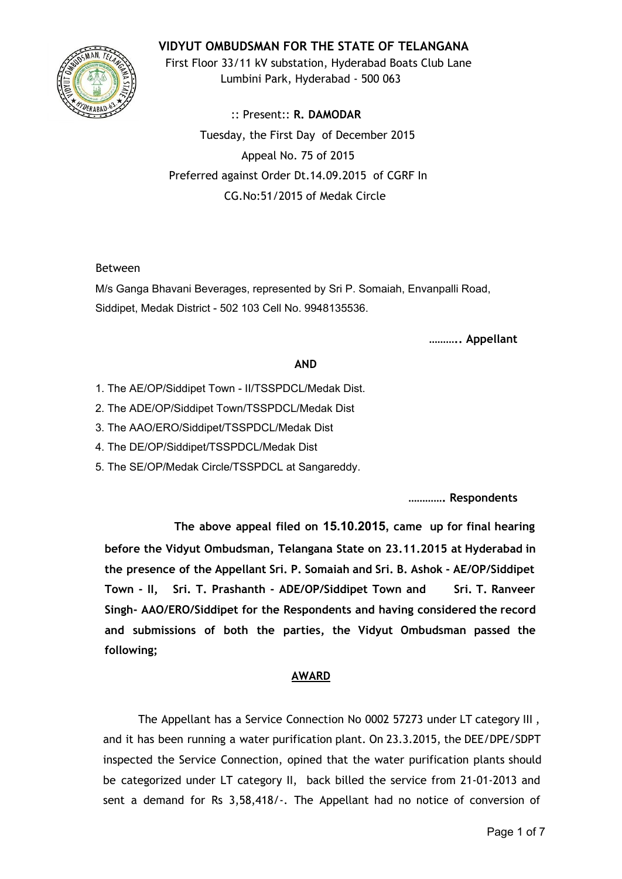# VIDYUT OMBUDSMAN FOR THE STATE OF TELANGANA

First Floor 33/11 kV substation, Hyderabad Boats Club Lane
Lumbini Park, Hyderabad - 500 063

:: Present:: **R. DAMODAR**

Tuesday, the First Day of December 2015

Appeal No. 75 of 2015

Preferred against Order Dt.14.09.2015 of CGRF In
CG.No:51/2015 of Medak Circle

Between

M/s Ganga Bhavani Beverages, represented by Sri P. Somaiah, Envanpalli Road, Siddipet, Medak District - 502 103 Cell No. 9948135536.

**……….. Appellant**

**AND**

1. The AE/OP/Siddipet Town - II/TSSPDCL/Medak Dist.
2. The ADE/OP/Siddipet Town/TSSPDCL/Medak Dist
3. The AAO/ERO/Siddipet/TSSPDCL/Medak Dist
4. The DE/OP/Siddipet/TSSPDCL/Medak Dist
5. The SE/OP/Medak Circle/TSSPDCL at Sangareddy.

**…………. Respondents**

**The above appeal filed on 15.10.2015, came up for final hearing before the Vidyut Ombudsman, Telangana State on 23.11.2015 at Hyderabad in the presence of the Appellant Sri. P. Somaiah and Sri. B. Ashok - AE/OP/Siddipet Town - II, Sri. T. Prashanth - ADE/OP/Siddipet Town and Sri. T. Ranveer Singh- AAO/ERO/Siddipet for the Respondents and having considered the record and submissions of both the parties, the Vidyut Ombudsman passed the following;**

## AWARD

The Appellant has a Service Connection No 0002 57273 under LT category III , and it has been running a water purification plant. On 23.3.2015, the DEE/DPE/SDPT inspected the Service Connection, opined that the water purification plants should be categorized under LT category II, back billed the service from 21-01-2013 and sent a demand for Rs 3,58,418/-. The Appellant had no notice of conversion of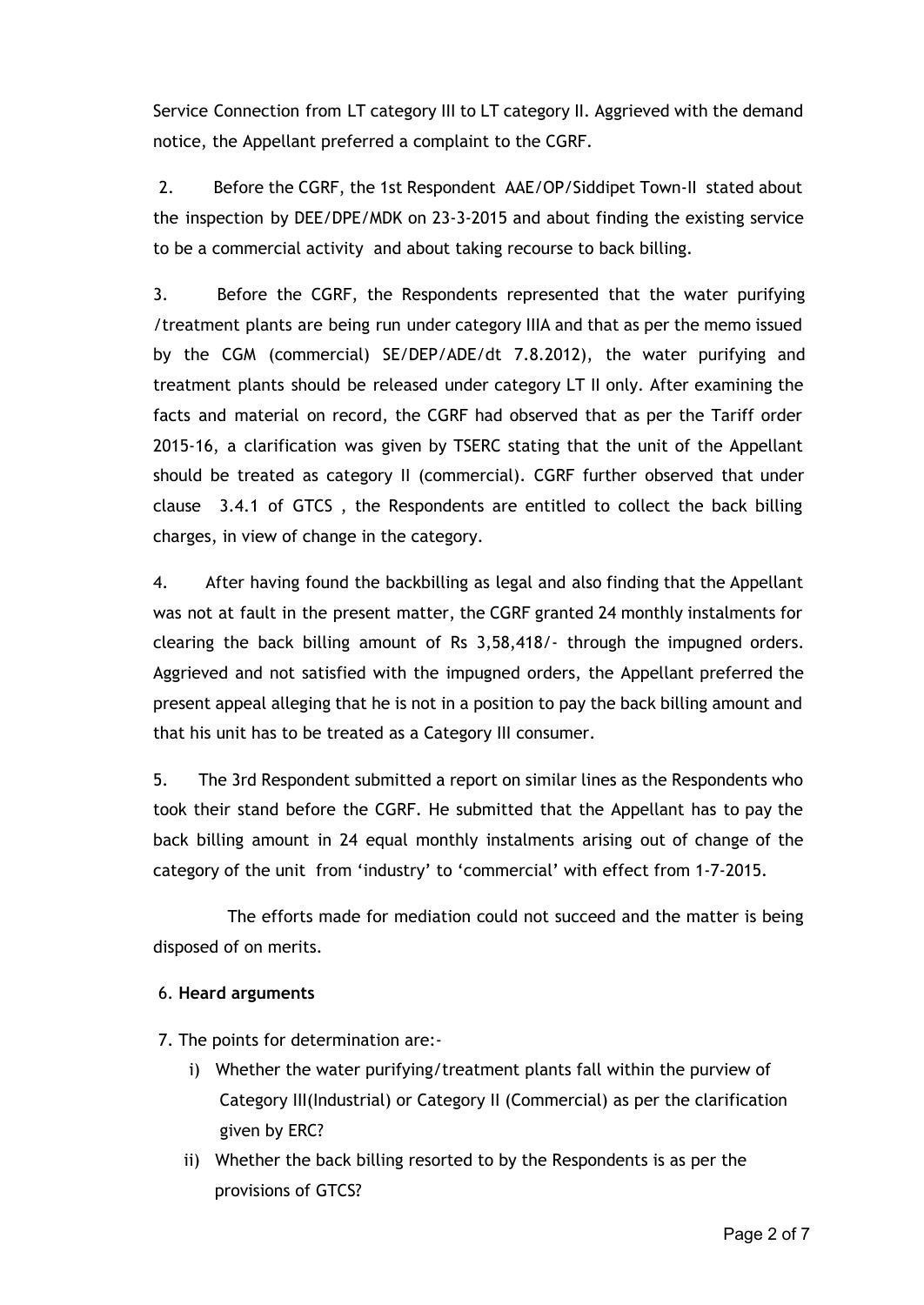Service Connection from LT category III to LT category II. Aggrieved with the demand notice, the Appellant preferred a complaint to the CGRF.

2. Before the CGRF, the 1st Respondent AAE/OP/Siddipet Town-II stated about the inspection by DEE/DPE/MDK on 23-3-2015 and about finding the existing service to be a commercial activity and about taking recourse to back billing.

3. Before the CGRF, the Respondents represented that the water purifying /treatment plants are being run under category IIIA and that as per the memo issued by the CGM (commercial) SE/DEP/ADE/dt 7.8.2012), the water purifying and treatment plants should be released under category LT II only. After examining the facts and material on record, the CGRF had observed that as per the Tariff order 2015-16, a clarification was given by TSERC stating that the unit of the Appellant should be treated as category II (commercial). CGRF further observed that under clause 3.4.1 of GTCS , the Respondents are entitled to collect the back billing charges, in view of change in the category.

4. After having found the backbilling as legal and also finding that the Appellant was not at fault in the present matter, the CGRF granted 24 monthly instalments for clearing the back billing amount of Rs 3,58,418/- through the impugned orders. Aggrieved and not satisfied with the impugned orders, the Appellant preferred the present appeal alleging that he is not in a position to pay the back billing amount and that his unit has to be treated as a Category III consumer.

5. The 3rd Respondent submitted a report on similar lines as the Respondents who took their stand before the CGRF. He submitted that the Appellant has to pay the back billing amount in 24 equal monthly instalments arising out of change of the category of the unit from 'industry' to 'commercial' with effect from 1-7-2015.

The efforts made for mediation could not succeed and the matter is being disposed of on merits.

6. **Heard arguments**

7. The points for determination are:-

i) Whether the water purifying/treatment plants fall within the purview of Category III(Industrial) or Category II (Commercial) as per the clarification given by ERC?

ii) Whether the back billing resorted to by the Respondents is as per the provisions of GTCS?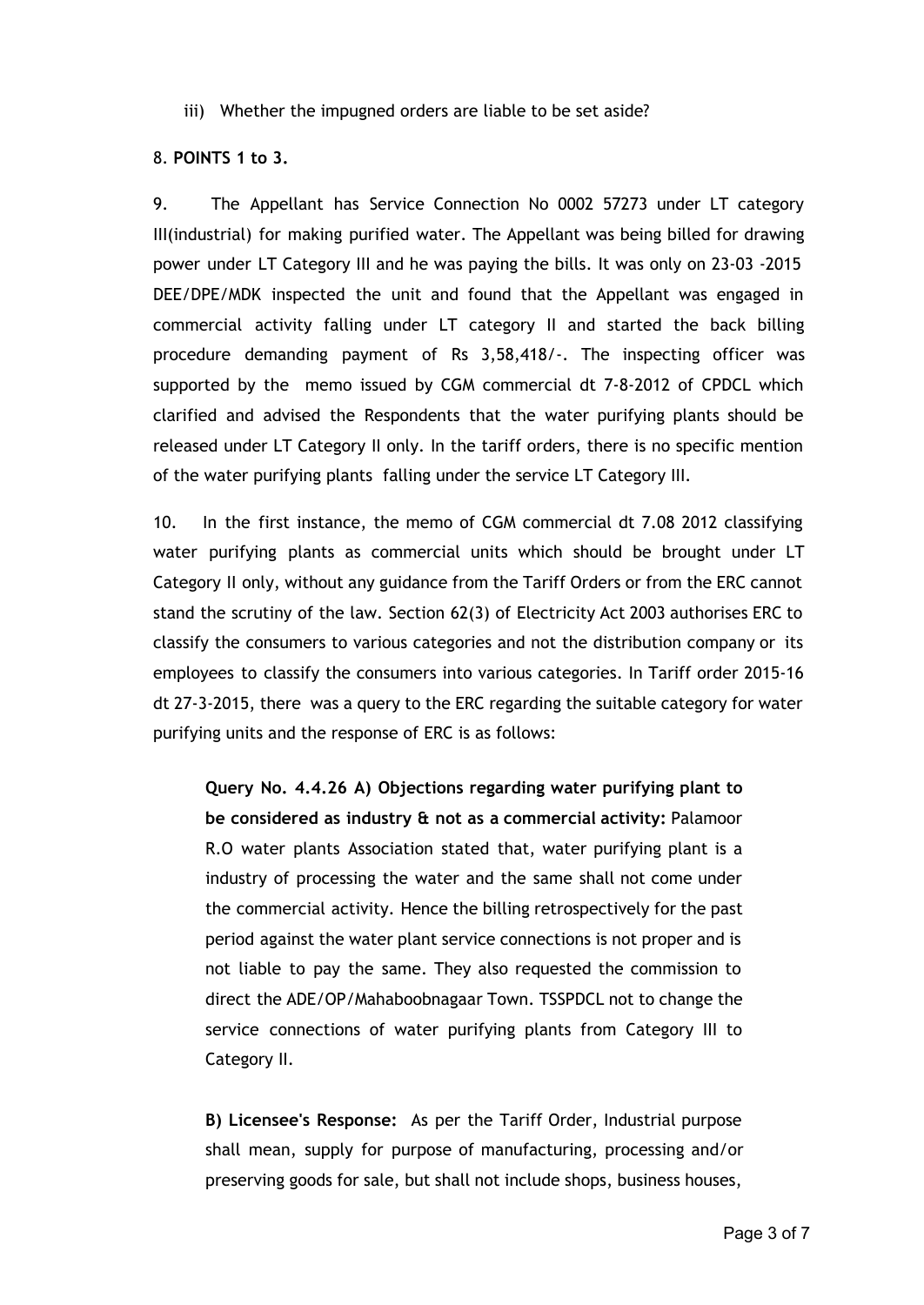iii) Whether the impugned orders are liable to be set aside?

8. **POINTS 1 to 3.**

9. The Appellant has Service Connection No 0002 57273 under LT category III(industrial) for making purified water. The Appellant was being billed for drawing power under LT Category III and he was paying the bills. It was only on 23-03 -2015 DEE/DPE/MDK inspected the unit and found that the Appellant was engaged in commercial activity falling under LT category II and started the back billing procedure demanding payment of Rs 3,58,418/-. The inspecting officer was supported by the memo issued by CGM commercial dt 7-8-2012 of CPDCL which clarified and advised the Respondents that the water purifying plants should be released under LT Category II only. In the tariff orders, there is no specific mention of the water purifying plants falling under the service LT Category III.

10. In the first instance, the memo of CGM commercial dt 7.08 2012 classifying water purifying plants as commercial units which should be brought under LT Category II only, without any guidance from the Tariff Orders or from the ERC cannot stand the scrutiny of the law. Section 62(3) of Electricity Act 2003 authorises ERC to classify the consumers to various categories and not the distribution company or its employees to classify the consumers into various categories. In Tariff order 2015-16 dt 27-3-2015, there was a query to the ERC regarding the suitable category for water purifying units and the response of ERC is as follows:

> **Query No. 4.4.26 A) Objections regarding water purifying plant to be considered as industry & not as a commercial activity:** Palamoor R.O water plants Association stated that, water purifying plant is a industry of processing the water and the same shall not come under the commercial activity. Hence the billing retrospectively for the past period against the water plant service connections is not proper and is not liable to pay the same. They also requested the commission to direct the ADE/OP/Mahaboobnagaar Town. TSSPDCL not to change the service connections of water purifying plants from Category III to Category II.
>
> **B) Licensee's Response:** As per the Tariff Order, Industrial purpose shall mean, supply for purpose of manufacturing, processing and/or preserving goods for sale, but shall not include shops, business houses,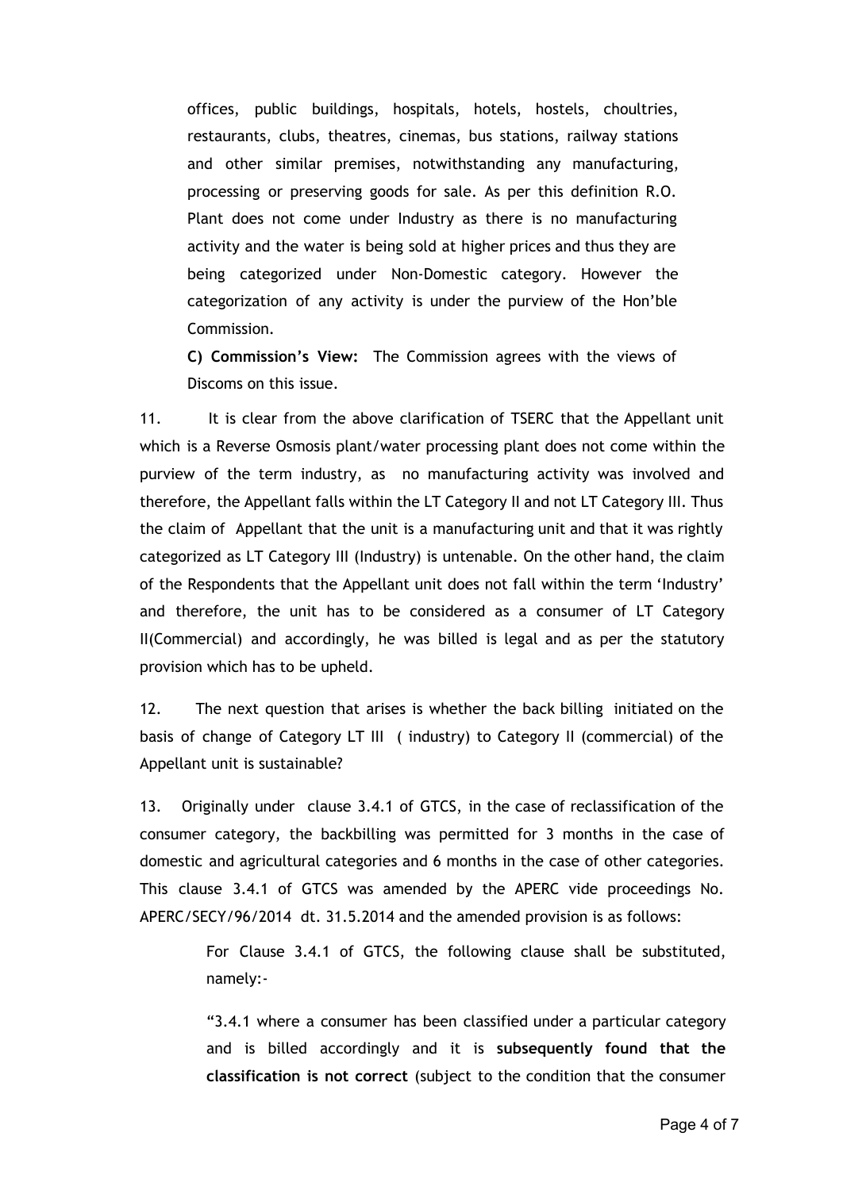offices, public buildings, hospitals, hotels, hostels, choultries, restaurants, clubs, theatres, cinemas, bus stations, railway stations and other similar premises, notwithstanding any manufacturing, processing or preserving goods for sale. As per this definition R.O. Plant does not come under Industry as there is no manufacturing activity and the water is being sold at higher prices and thus they are being categorized under Non-Domestic category. However the categorization of any activity is under the purview of the Hon'ble Commission.

**C) Commission's View:** The Commission agrees with the views of Discoms on this issue.

11. It is clear from the above clarification of TSERC that the Appellant unit which is a Reverse Osmosis plant/water processing plant does not come within the purview of the term industry, as no manufacturing activity was involved and therefore, the Appellant falls within the LT Category II and not LT Category III. Thus the claim of Appellant that the unit is a manufacturing unit and that it was rightly categorized as LT Category III (Industry) is untenable. On the other hand, the claim of the Respondents that the Appellant unit does not fall within the term 'Industry' and therefore, the unit has to be considered as a consumer of LT Category II(Commercial) and accordingly, he was billed is legal and as per the statutory provision which has to be upheld.

12. The next question that arises is whether the back billing initiated on the basis of change of Category LT III ( industry) to Category II (commercial) of the Appellant unit is sustainable?

13. Originally under clause 3.4.1 of GTCS, in the case of reclassification of the consumer category, the backbilling was permitted for 3 months in the case of domestic and agricultural categories and 6 months in the case of other categories. This clause 3.4.1 of GTCS was amended by the APERC vide proceedings No. APERC/SECY/96/2014 dt. 31.5.2014 and the amended provision is as follows:

> For Clause 3.4.1 of GTCS, the following clause shall be substituted, namely:-
>
> "3.4.1 where a consumer has been classified under a particular category and is billed accordingly and it is **subsequently found that the classification is not correct** (subject to the condition that the consumer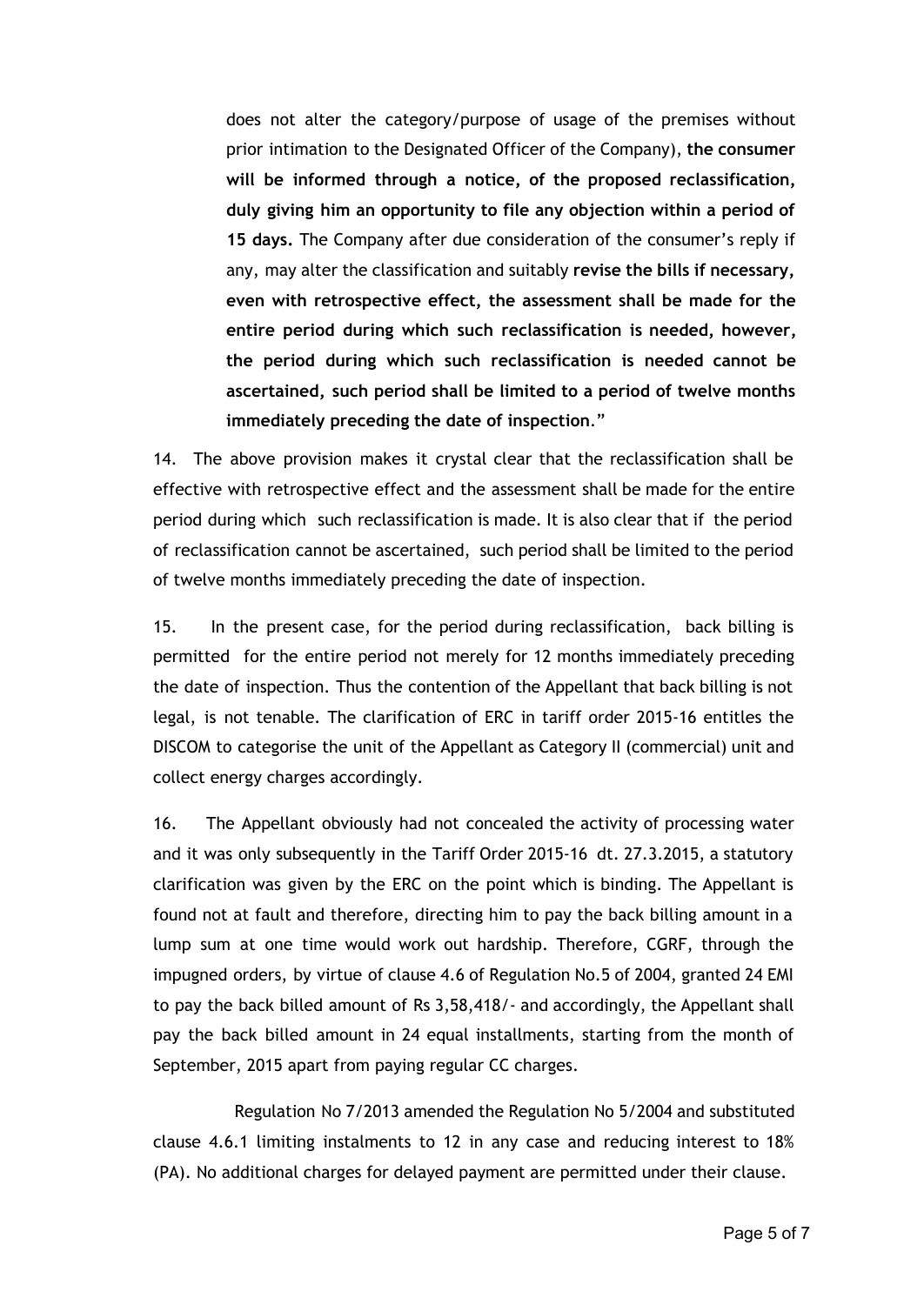does not alter the category/purpose of usage of the premises without prior intimation to the Designated Officer of the Company), **the consumer will be informed through a notice, of the proposed reclassification, duly giving him an opportunity to file any objection within a period of 15 days.** The Company after due consideration of the consumer's reply if any, may alter the classification and suitably **revise the bills if necessary, even with retrospective effect, the assessment shall be made for the entire period during which such reclassification is needed, however, the period during which such reclassification is needed cannot be ascertained, such period shall be limited to a period of twelve months immediately preceding the date of inspection**."

14. The above provision makes it crystal clear that the reclassification shall be effective with retrospective effect and the assessment shall be made for the entire period during which such reclassification is made. It is also clear that if the period of reclassification cannot be ascertained, such period shall be limited to the period of twelve months immediately preceding the date of inspection.

15. In the present case, for the period during reclassification, back billing is permitted for the entire period not merely for 12 months immediately preceding the date of inspection. Thus the contention of the Appellant that back billing is not legal, is not tenable. The clarification of ERC in tariff order 2015-16 entitles the DISCOM to categorise the unit of the Appellant as Category II (commercial) unit and collect energy charges accordingly.

16. The Appellant obviously had not concealed the activity of processing water and it was only subsequently in the Tariff Order 2015-16 dt. 27.3.2015, a statutory clarification was given by the ERC on the point which is binding. The Appellant is found not at fault and therefore, directing him to pay the back billing amount in a lump sum at one time would work out hardship. Therefore, CGRF, through the impugned orders, by virtue of clause 4.6 of Regulation No.5 of 2004, granted 24 EMI to pay the back billed amount of Rs 3,58,418/- and accordingly, the Appellant shall pay the back billed amount in 24 equal installments, starting from the month of September, 2015 apart from paying regular CC charges.

Regulation No 7/2013 amended the Regulation No 5/2004 and substituted clause 4.6.1 limiting instalments to 12 in any case and reducing interest to 18% (PA). No additional charges for delayed payment are permitted under their clause.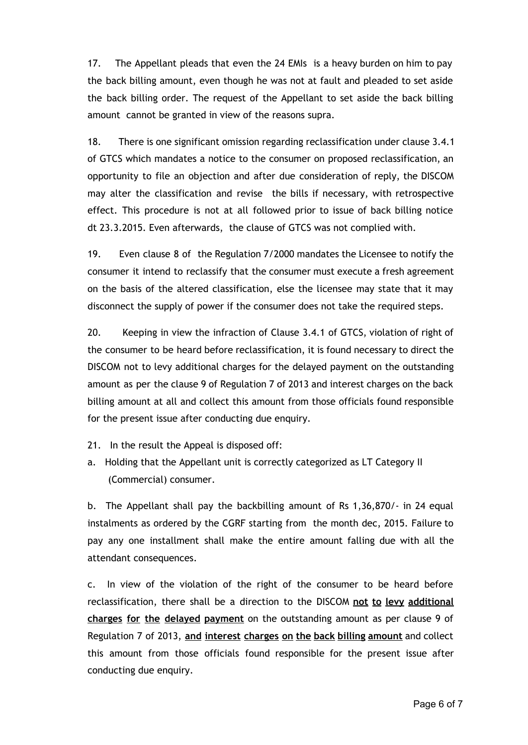17. The Appellant pleads that even the 24 EMIs is a heavy burden on him to pay the back billing amount, even though he was not at fault and pleaded to set aside the back billing order. The request of the Appellant to set aside the back billing amount cannot be granted in view of the reasons supra.

18. There is one significant omission regarding reclassification under clause 3.4.1 of GTCS which mandates a notice to the consumer on proposed reclassification, an opportunity to file an objection and after due consideration of reply, the DISCOM may alter the classification and revise the bills if necessary, with retrospective effect. This procedure is not at all followed prior to issue of back billing notice dt 23.3.2015. Even afterwards, the clause of GTCS was not complied with.

19. Even clause 8 of the Regulation 7/2000 mandates the Licensee to notify the consumer it intend to reclassify that the consumer must execute a fresh agreement on the basis of the altered classification, else the licensee may state that it may disconnect the supply of power if the consumer does not take the required steps.

20. Keeping in view the infraction of Clause 3.4.1 of GTCS, violation of right of the consumer to be heard before reclassification, it is found necessary to direct the DISCOM not to levy additional charges for the delayed payment on the outstanding amount as per the clause 9 of Regulation 7 of 2013 and interest charges on the back billing amount at all and collect this amount from those officials found responsible for the present issue after conducting due enquiry.

21. In the result the Appeal is disposed off:

a. Holding that the Appellant unit is correctly categorized as LT Category II (Commercial) consumer.

b. The Appellant shall pay the backbilling amount of Rs 1,36,870/- in 24 equal instalments as ordered by the CGRF starting from the month dec, 2015. Failure to pay any one installment shall make the entire amount falling due with all the attendant consequences.

c. In view of the violation of the right of the consumer to be heard before reclassification, there shall be a direction to the DISCOM **not to levy additional charges for the delayed payment** on the outstanding amount as per clause 9 of Regulation 7 of 2013, **and interest charges on the back billing amount** and collect this amount from those officials found responsible for the present issue after conducting due enquiry.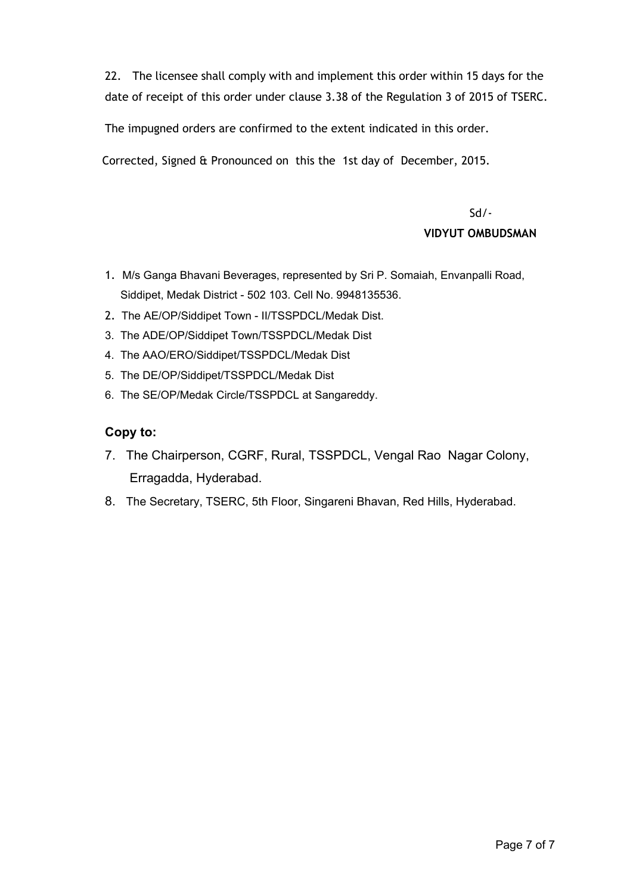22. The licensee shall comply with and implement this order within 15 days for the date of receipt of this order under clause 3.38 of the Regulation 3 of 2015 of TSERC.

The impugned orders are confirmed to the extent indicated in this order.

Corrected, Signed & Pronounced on this the 1st day of December, 2015.

Sd/-

**VIDYUT OMBUDSMAN**

1. M/s Ganga Bhavani Beverages, represented by Sri P. Somaiah, Envanpalli Road, Siddipet, Medak District - 502 103. Cell No. 9948135536.
2. The AE/OP/Siddipet Town - II/TSSPDCL/Medak Dist.
3. The ADE/OP/Siddipet Town/TSSPDCL/Medak Dist
4. The AAO/ERO/Siddipet/TSSPDCL/Medak Dist
5. The DE/OP/Siddipet/TSSPDCL/Medak Dist
6. The SE/OP/Medak Circle/TSSPDCL at Sangareddy.

**Copy to:**

7. The Chairperson, CGRF, Rural, TSSPDCL, Vengal Rao Nagar Colony, Erragadda, Hyderabad.
8. The Secretary, TSERC, 5th Floor, Singareni Bhavan, Red Hills, Hyderabad.